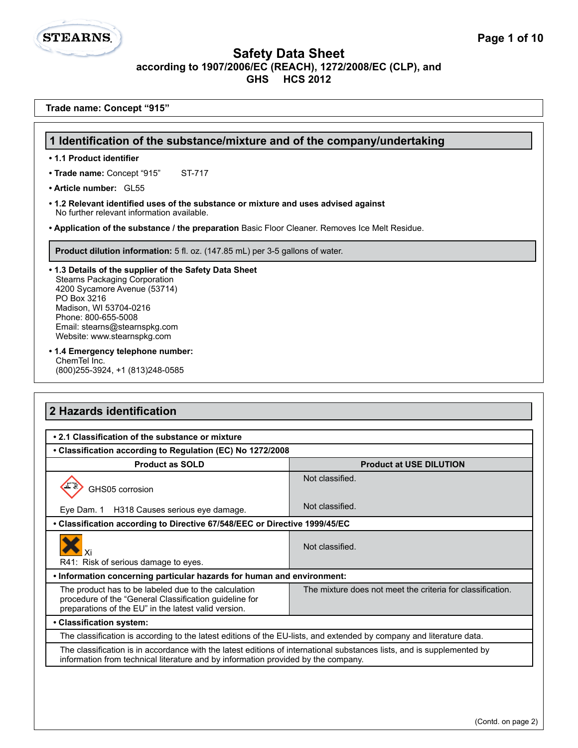# Safety Data Sheet

**according to 1907/2006/EC (REACH), 1272/2008/EC (CLP), and GHS HCS 2012**

**Trade name: Concept "915"**

## 1 Identification of the substance/mixture and of the company/undertaking

- **1.1 Product identifier**
- **Trade name:** Concept "915" ST-717
- **Article number:** GL55
- **1.2 Relevant identified uses of the substance or mixture and uses advised against**
  No further relevant information available.
- **Application of the substance / the preparation** Basic Floor Cleaner. Removes Ice Melt Residue.

**Product dilution information:** 5 fl. oz. (147.85 mL) per 3-5 gallons of water.

- **1.3 Details of the supplier of the Safety Data Sheet**
  Stearns Packaging Corporation
  4200 Sycamore Avenue (53714)
  PO Box 3216
  Madison, WI 53704-0216
  Phone: 800-655-5008
  Email: stearns@stearnspkg.com
  Website: www.stearnspkg.com
- **1.4 Emergency telephone number:**
  ChemTel Inc.
  (800)255-3924, +1 (813)248-0585

## 2 Hazards identification

| • 2.1 Classification of the substance or mixture | |
|---|---|
| **• Classification according to Regulation (EC) No 1272/2008** | |
| **Product as SOLD** | **Product at USE DILUTION** |
| GHS05 corrosion | Not classified. |
| Eye Dam. 1 H318 Causes serious eye damage. | Not classified. |
| **• Classification according to Directive 67/548/EEC or Directive 1999/45/EC** | |
| Xi<br>R41: Risk of serious damage to eyes. | Not classified. |
| **• Information concerning particular hazards for human and environment:** | |
| The product has to be labeled due to the calculation procedure of the "General Classification guideline for preparations of the EU" in the latest valid version. | The mixture does not meet the criteria for classification. |
| **• Classification system:** | |
| The classification is according to the latest editions of the EU-lists, and extended by company and literature data. | |
| The classification is in accordance with the latest editions of international substances lists, and is supplemented by information from technical literature and by information provided by the company. | |

(Contd. on page 2)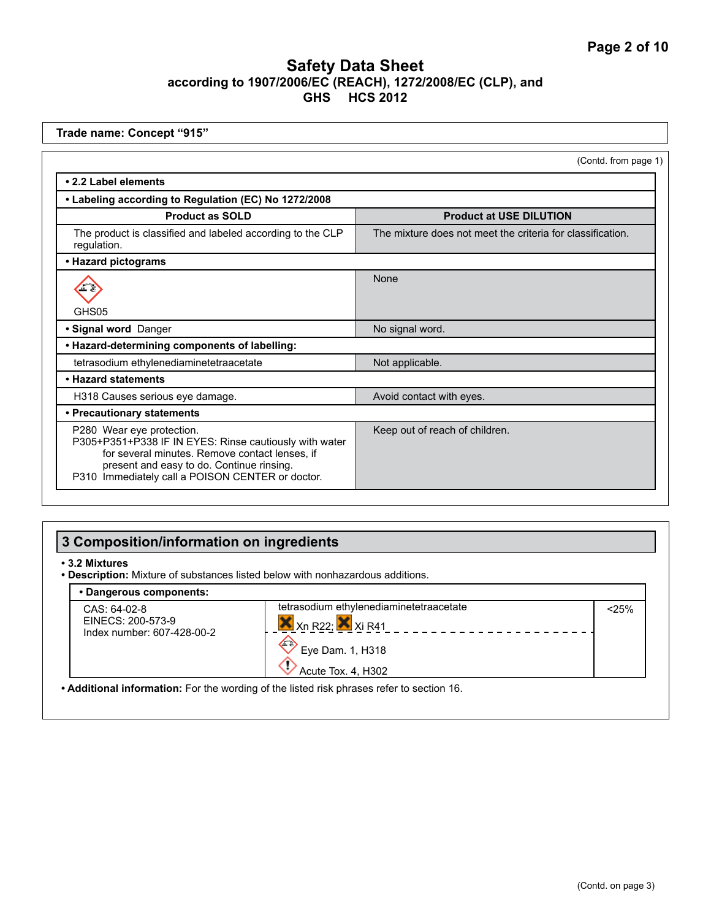# Safety Data Sheet
## according to 1907/2006/EC (REACH), 1272/2008/EC (CLP), and GHS HCS 2012

**Trade name: Concept "915"**

(Contd. from page 1)

**• 2.2 Label elements**

**• Labeling according to Regulation (EC) No 1272/2008**

| Product as SOLD | Product at USE DILUTION |
|---|---|
| The product is classified and labeled according to the CLP regulation. | The mixture does not meet the criteria for classification. |
| **• Hazard pictograms** | |
| GHS05 | None |
| **• Signal word** Danger | No signal word. |
| **• Hazard-determining components of labelling:** | |
| tetrasodium ethylenediaminetetraacetate | Not applicable. |
| **• Hazard statements** | |
| H318 Causes serious eye damage. | Avoid contact with eyes. |
| **• Precautionary statements** | |
| P280 Wear eye protection.<br>P305+P351+P338 IF IN EYES: Rinse cautiously with water for several minutes. Remove contact lenses, if present and easy to do. Continue rinsing.<br>P310 Immediately call a POISON CENTER or doctor. | Keep out of reach of children. |

## 3 Composition/information on ingredients

**• 3.2 Mixtures**

**• Description:** Mixture of substances listed below with nonhazardous additions.

| **• Dangerous components:** | | |
|---|---|---|
| CAS: 64-02-8<br>EINECS: 200-573-9<br>Index number: 607-428-00-2 | tetrasodium ethylenediaminetetraacetate<br>Xn R22; Xi R41<br>Eye Dam. 1, H318<br>Acute Tox. 4, H302 | <25% |

**• Additional information:** For the wording of the listed risk phrases refer to section 16.

(Contd. on page 3)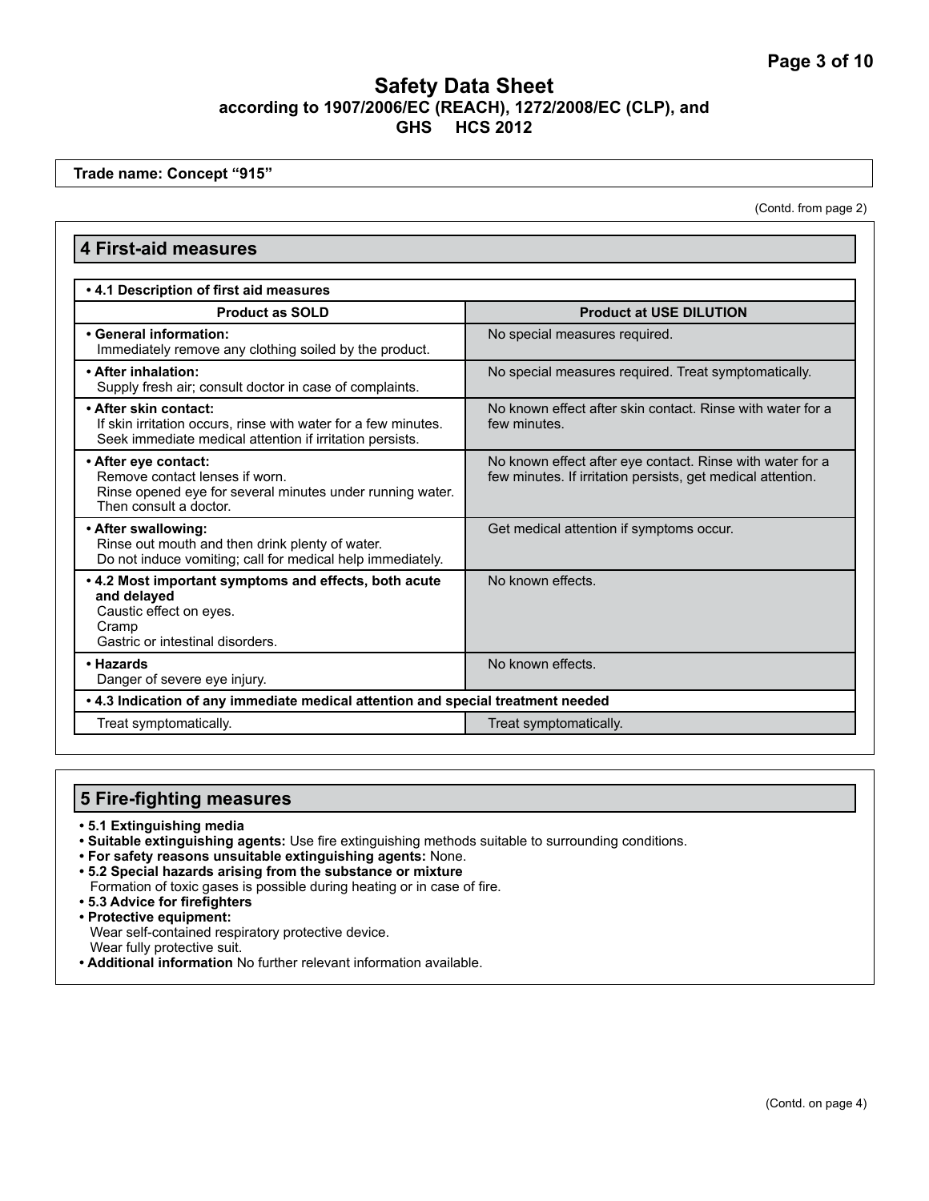**Trade name: Concept "915"**

(Contd. from page 2)

## 4 First-aid measures

| • 4.1 Description of first aid measures | |
|---|---|
| **Product as SOLD** | **Product at USE DILUTION** |
| **• General information:** Immediately remove any clothing soiled by the product. | No special measures required. |
| **• After inhalation:** Supply fresh air; consult doctor in case of complaints. | No special measures required. Treat symptomatically. |
| **• After skin contact:** If skin irritation occurs, rinse with water for a few minutes. Seek immediate medical attention if irritation persists. | No known effect after skin contact. Rinse with water for a few minutes. |
| **• After eye contact:** Remove contact lenses if worn. Rinse opened eye for several minutes under running water. Then consult a doctor. | No known effect after eye contact. Rinse with water for a few minutes. If irritation persists, get medical attention. |
| **• After swallowing:** Rinse out mouth and then drink plenty of water. Do not induce vomiting; call for medical help immediately. | Get medical attention if symptoms occur. |
| **• 4.2 Most important symptoms and effects, both acute and delayed** Caustic effect on eyes. Cramp Gastric or intestinal disorders. | No known effects. |
| **• Hazards** Danger of severe eye injury. | No known effects. |
| **• 4.3 Indication of any immediate medical attention and special treatment needed** | |
| Treat symptomatically. | Treat symptomatically. |

## 5 Fire-fighting measures

- **5.1 Extinguishing media**
- **Suitable extinguishing agents:** Use fire extinguishing methods suitable to surrounding conditions.
- **For safety reasons unsuitable extinguishing agents:** None.
- **5.2 Special hazards arising from the substance or mixture**
  Formation of toxic gases is possible during heating or in case of fire.
- **5.3 Advice for firefighters**
- **Protective equipment:**
  Wear self-contained respiratory protective device.
  Wear fully protective suit.
- **Additional information** No further relevant information available.

(Contd. on page 4)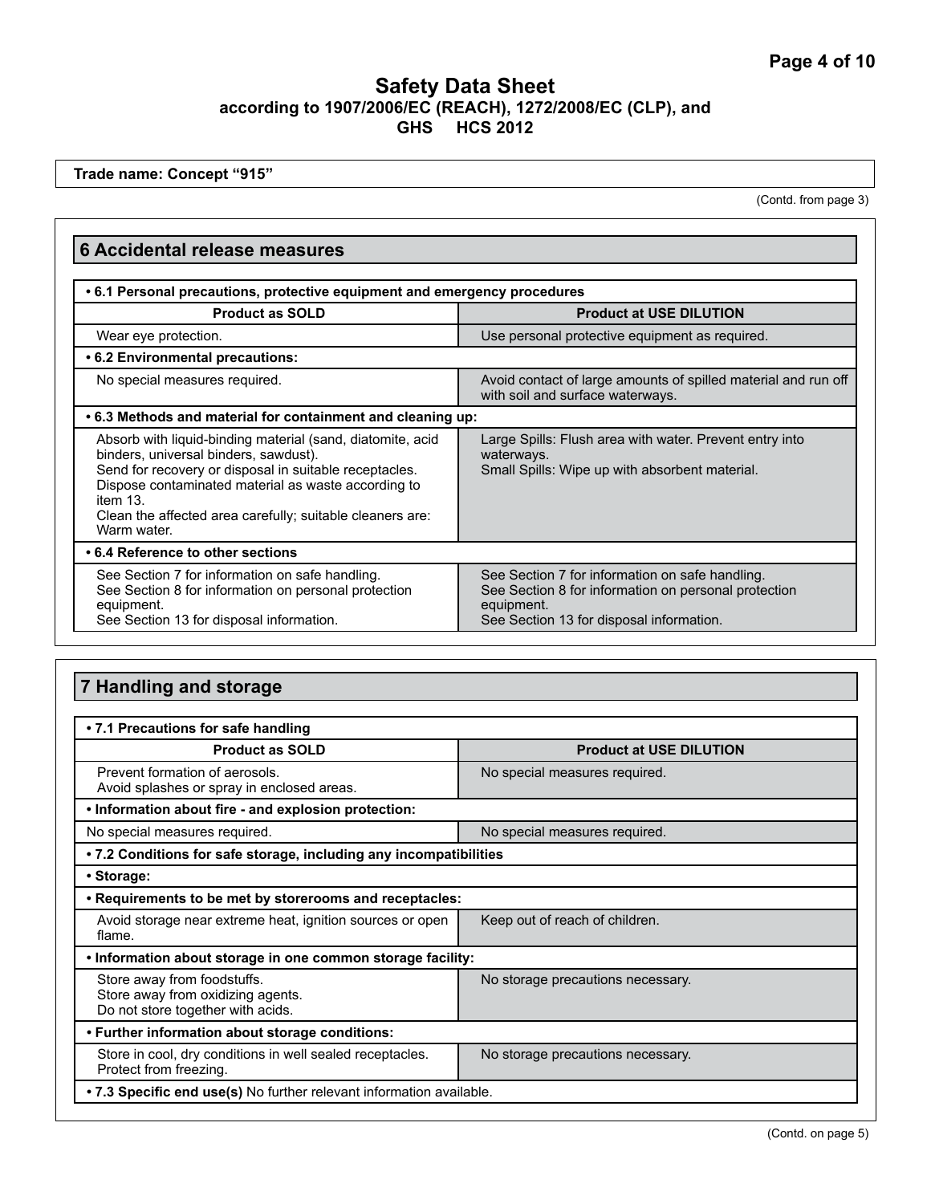## Safety Data Sheet

**according to 1907/2006/EC (REACH), 1272/2008/EC (CLP), and GHS HCS 2012**

**Trade name: Concept "915"**

(Contd. from page 3)

## 6 Accidental release measures

| **• 6.1 Personal precautions, protective equipment and emergency procedures** | |
|---|---|
| **Product as SOLD** | **Product at USE DILUTION** |
| Wear eye protection. | Use personal protective equipment as required. |
| **• 6.2 Environmental precautions:** | |
| No special measures required. | Avoid contact of large amounts of spilled material and run off with soil and surface waterways. |
| **• 6.3 Methods and material for containment and cleaning up:** | |
| Absorb with liquid-binding material (sand, diatomite, acid binders, universal binders, sawdust).<br>Send for recovery or disposal in suitable receptacles.<br>Dispose contaminated material as waste according to item 13.<br>Clean the affected area carefully; suitable cleaners are: Warm water. | Large Spills: Flush area with water. Prevent entry into waterways.<br>Small Spills: Wipe up with absorbent material. |
| **• 6.4 Reference to other sections** | |
| See Section 7 for information on safe handling.<br>See Section 8 for information on personal protection equipment.<br>See Section 13 for disposal information. | See Section 7 for information on safe handling.<br>See Section 8 for information on personal protection equipment.<br>See Section 13 for disposal information. |

## 7 Handling and storage

| **• 7.1 Precautions for safe handling** | |
|---|---|
| **Product as SOLD** | **Product at USE DILUTION** |
| Prevent formation of aerosols.<br>Avoid splashes or spray in enclosed areas. | No special measures required. |
| **• Information about fire - and explosion protection:** | |
| No special measures required. | No special measures required. |
| **• 7.2 Conditions for safe storage, including any incompatibilities** | |
| **• Storage:** | |
| **• Requirements to be met by storerooms and receptacles:** | |
| Avoid storage near extreme heat, ignition sources or open flame. | Keep out of reach of children. |
| **• Information about storage in one common storage facility:** | |
| Store away from foodstuffs.<br>Store away from oxidizing agents.<br>Do not store together with acids. | No storage precautions necessary. |
| **• Further information about storage conditions:** | |
| Store in cool, dry conditions in well sealed receptacles.<br>Protect from freezing. | No storage precautions necessary. |
| **• 7.3 Specific end use(s)** No further relevant information available. | |

(Contd. on page 5)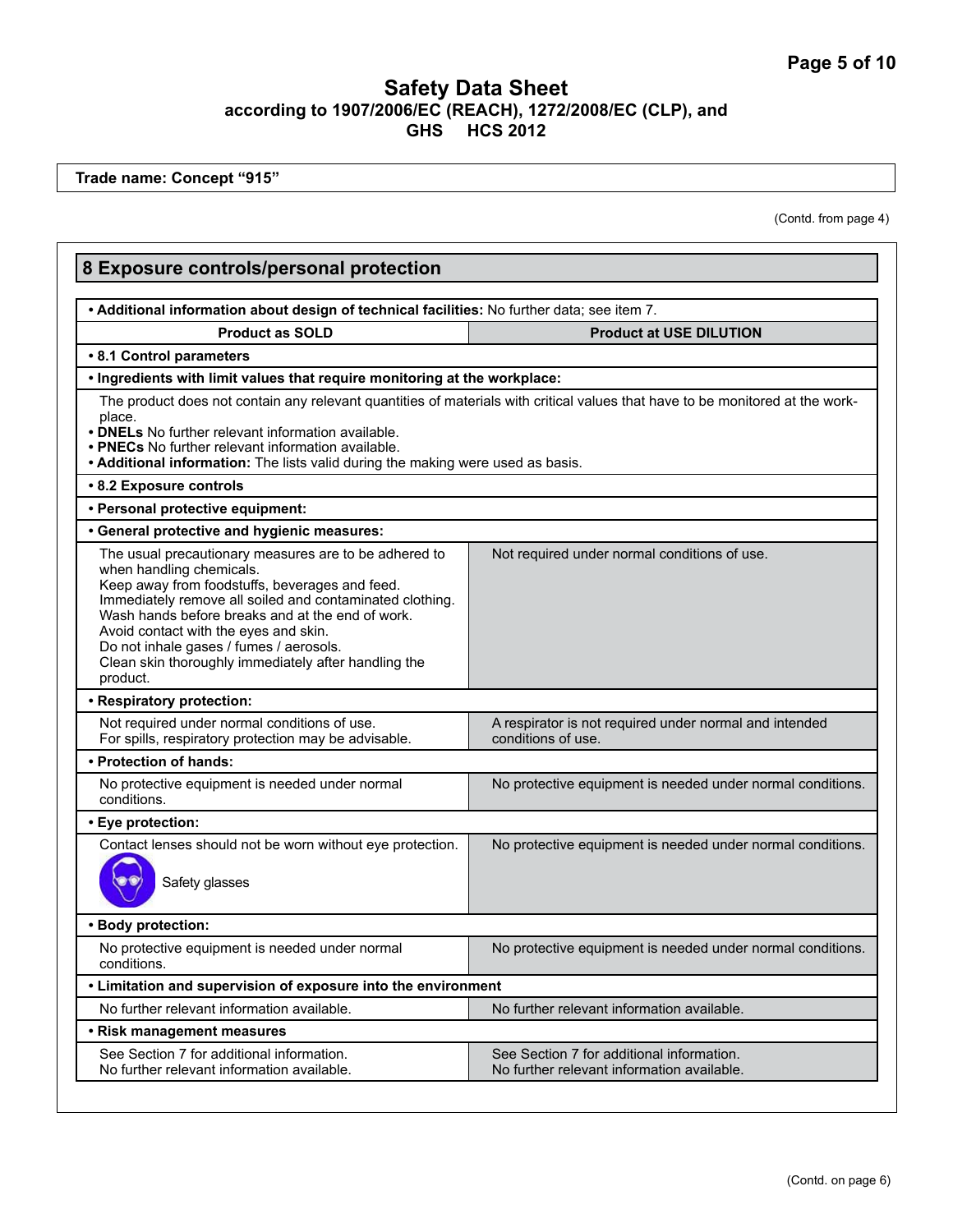Safety Data Sheet
according to 1907/2006/EC (REACH), 1272/2008/EC (CLP), and
GHS HCS 2012

**Trade name: Concept "915"**

(Contd. from page 4)

## 8 Exposure controls/personal protection

**• Additional information about design of technical facilities:** No further data; see item 7.

| Product as SOLD | Product at USE DILUTION |
|---|---|
| **• 8.1 Control parameters** | |
| **• Ingredients with limit values that require monitoring at the workplace:** | |
| The product does not contain any relevant quantities of materials with critical values that have to be monitored at the workplace.<br>**• DNELs** No further relevant information available.<br>**• PNECs** No further relevant information available.<br>**• Additional information:** The lists valid during the making were used as basis. | |
| **• 8.2 Exposure controls** | |
| **• Personal protective equipment:** | |
| **• General protective and hygienic measures:** | |
| The usual precautionary measures are to be adhered to when handling chemicals.<br>Keep away from foodstuffs, beverages and feed.<br>Immediately remove all soiled and contaminated clothing.<br>Wash hands before breaks and at the end of work.<br>Avoid contact with the eyes and skin.<br>Do not inhale gases / fumes / aerosols.<br>Clean skin thoroughly immediately after handling the product. | Not required under normal conditions of use. |
| **• Respiratory protection:** | |
| Not required under normal conditions of use.<br>For spills, respiratory protection may be advisable. | A respirator is not required under normal and intended conditions of use. |
| **• Protection of hands:** | |
| No protective equipment is needed under normal conditions. | No protective equipment is needed under normal conditions. |
| **• Eye protection:** | |
| Contact lenses should not be worn without eye protection.<br>Safety glasses | No protective equipment is needed under normal conditions. |
| **• Body protection:** | |
| No protective equipment is needed under normal conditions. | No protective equipment is needed under normal conditions. |
| **• Limitation and supervision of exposure into the environment** | |
| No further relevant information available. | No further relevant information available. |
| **• Risk management measures** | |
| See Section 7 for additional information.<br>No further relevant information available. | See Section 7 for additional information.<br>No further relevant information available. |

(Contd. on page 6)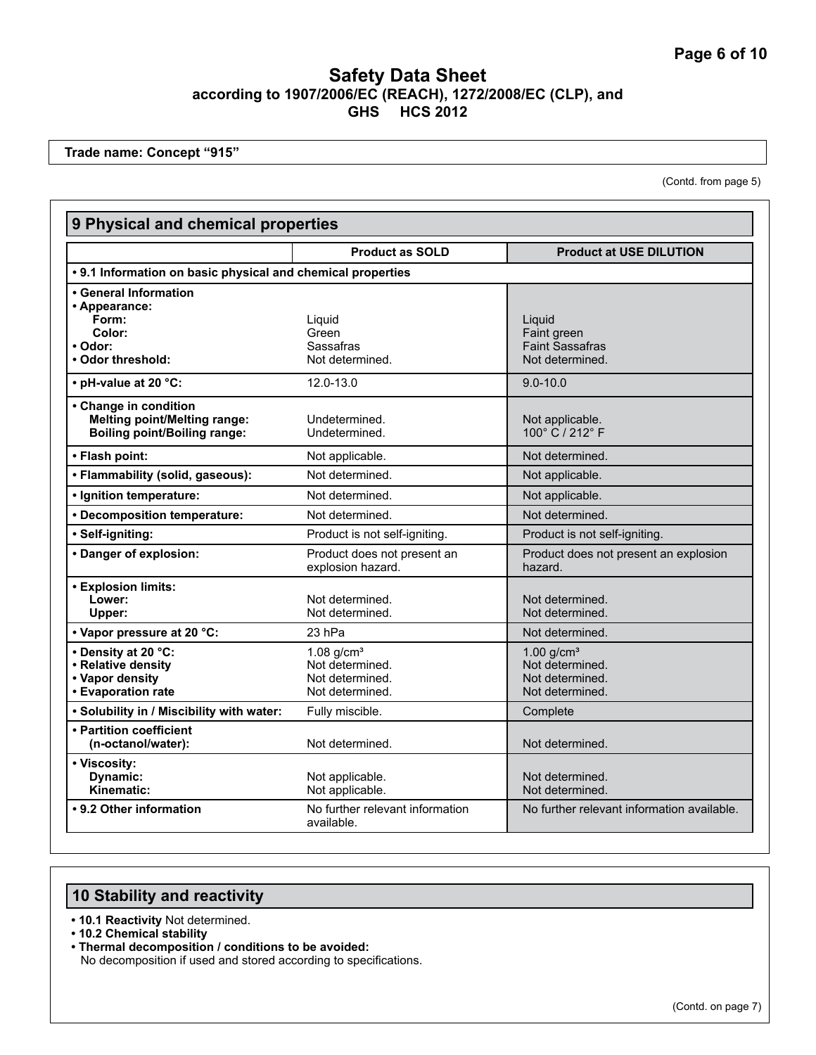# Safety Data Sheet
## according to 1907/2006/EC (REACH), 1272/2008/EC (CLP), and GHS HCS 2012

**Trade name: Concept "915"**

(Contd. from page 5)

## 9 Physical and chemical properties

| | Product as SOLD | Product at USE DILUTION |
|---|---|---|
| **• 9.1 Information on basic physical and chemical properties** | | |
| **• General Information** | | |
| **• Appearance:** | | |
| **Form:** | Liquid | Liquid |
| **Color:** | Green | Faint green |
| **• Odor:** | Sassafras | Faint Sassafras |
| **• Odor threshold:** | Not determined. | Not determined. |
| **• pH-value at 20 °C:** | 12.0-13.0 | 9.0-10.0 |
| **• Change in condition** | | |
| **Melting point/Melting range:** | Undetermined. | Not applicable. |
| **Boiling point/Boiling range:** | Undetermined. | 100° C / 212° F |
| **• Flash point:** | Not applicable. | Not determined. |
| **• Flammability (solid, gaseous):** | Not determined. | Not applicable. |
| **• Ignition temperature:** | Not determined. | Not applicable. |
| **• Decomposition temperature:** | Not determined. | Not determined. |
| **• Self-igniting:** | Product is not self-igniting. | Product is not self-igniting. |
| **• Danger of explosion:** | Product does not present an explosion hazard. | Product does not present an explosion hazard. |
| **• Explosion limits:** | | |
| **Lower:** | Not determined. | Not determined. |
| **Upper:** | Not determined. | Not determined. |
| **• Vapor pressure at 20 °C:** | 23 hPa | Not determined. |
| **• Density at 20 °C:** | 1.08 g/cm³ | 1.00 g/cm³ |
| **• Relative density** | Not determined. | Not determined. |
| **• Vapor density** | Not determined. | Not determined. |
| **• Evaporation rate** | Not determined. | Not determined. |
| **• Solubility in / Miscibility with water:** | Fully miscible. | Complete |
| **• Partition coefficient (n-octanol/water):** | Not determined. | Not determined. |
| **• Viscosity:** | | |
| **Dynamic:** | Not applicable. | Not determined. |
| **Kinematic:** | Not applicable. | Not determined. |
| **• 9.2 Other information** | No further relevant information available. | No further relevant information available. |

## 10 Stability and reactivity

- **10.1 Reactivity** Not determined.
- **10.2 Chemical stability**
- **Thermal decomposition / conditions to be avoided:**
  No decomposition if used and stored according to specifications.

(Contd. on page 7)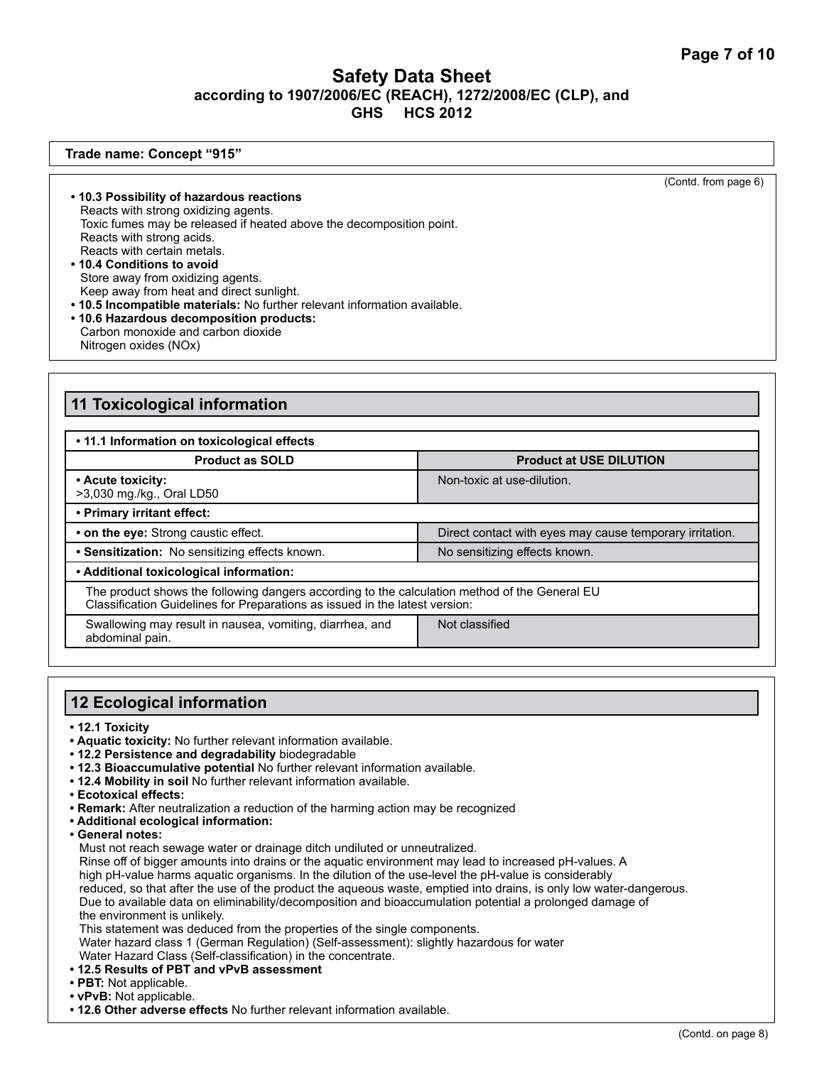# Safety Data Sheet

**according to 1907/2006/EC (REACH), 1272/2008/EC (CLP), and GHS HCS 2012**

**Trade name: Concept “915”**

(Contd. from page 6)

- **10.3 Possibility of hazardous reactions**
  Reacts with strong oxidizing agents.
  Toxic fumes may be released if heated above the decomposition point.
  Reacts with strong acids.
  Reacts with certain metals.
- **10.4 Conditions to avoid**
  Store away from oxidizing agents.
  Keep away from heat and direct sunlight.
- **10.5 Incompatible materials:** No further relevant information available.
- **10.6 Hazardous decomposition products:**
  Carbon monoxide and carbon dioxide
  Nitrogen oxides (NOx)

## 11 Toxicological information

| • 11.1 Information on toxicological effects | |
|---|---|
| **Product as SOLD** | **Product at USE DILUTION** |
| **• Acute toxicity:** >3,030 mg./kg., Oral LD50 | Non-toxic at use-dilution. |
| **• Primary irritant effect:** | |
| **• on the eye:** Strong caustic effect. | Direct contact with eyes may cause temporary irritation. |
| **• Sensitization:** No sensitizing effects known. | No sensitizing effects known. |
| **• Additional toxicological information:** | |
| The product shows the following dangers according to the calculation method of the General EU Classification Guidelines for Preparations as issued in the latest version: | |
| Swallowing may result in nausea, vomiting, diarrhea, and abdominal pain. | Not classified |

## 12 Ecological information

- **12.1 Toxicity**
- **Aquatic toxicity:** No further relevant information available.
- **12.2 Persistence and degradability** biodegradable
- **12.3 Bioaccumulative potential** No further relevant information available.
- **12.4 Mobility in soil** No further relevant information available.
- **Ecotoxical effects:**
- **Remark:** After neutralization a reduction of the harming action may be recognized
- **Additional ecological information:**
- **General notes:**
  Must not reach sewage water or drainage ditch undiluted or unneutralized.
  Rinse off of bigger amounts into drains or the aquatic environment may lead to increased pH-values. A high pH-value harms aquatic organisms. In the dilution of the use-level the pH-value is considerably reduced, so that after the use of the product the aqueous waste, emptied into drains, is only low water-dangerous.
  Due to available data on eliminability/decomposition and bioaccumulation potential a prolonged damage of the environment is unlikely.
  This statement was deduced from the properties of the single components.
  Water hazard class 1 (German Regulation) (Self-assessment): slightly hazardous for water
  Water Hazard Class (Self-classification) in the concentrate.
- **12.5 Results of PBT and vPvB assessment**
- **PBT:** Not applicable.
- **vPvB:** Not applicable.
- **12.6 Other adverse effects** No further relevant information available.

(Contd. on page 8)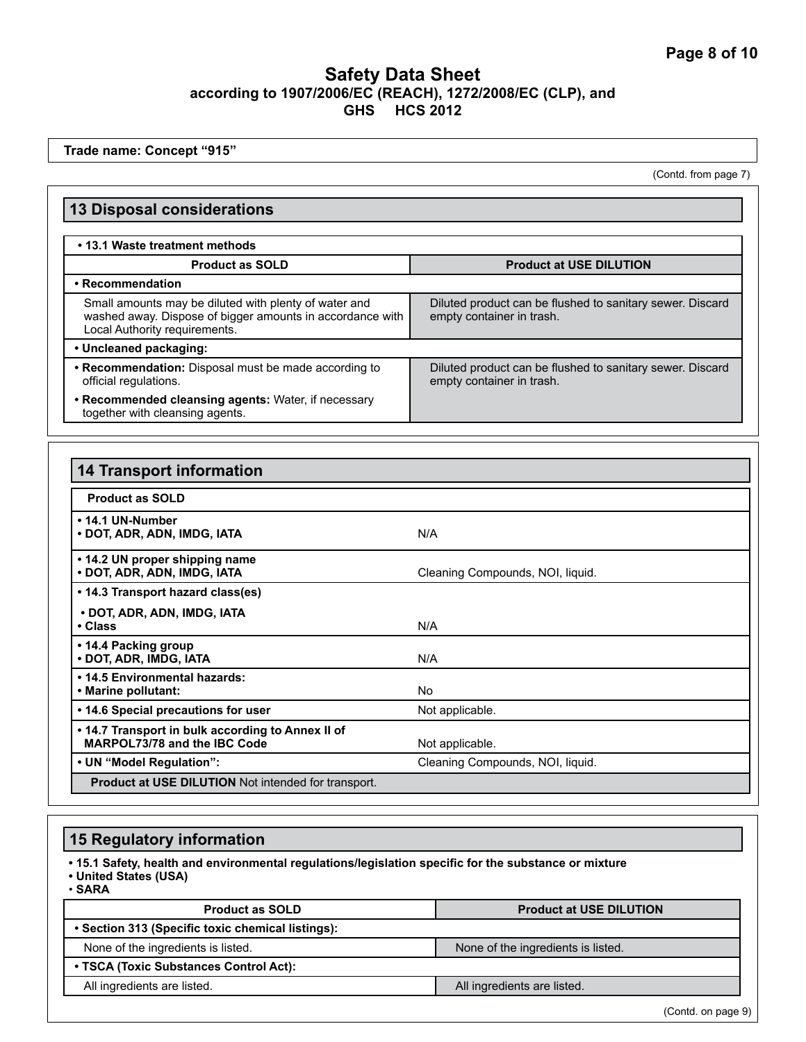# Safety Data Sheet
**according to 1907/2006/EC (REACH), 1272/2008/EC (CLP), and GHS HCS 2012**

**Trade name: Concept "915"**

(Contd. from page 7)

## 13 Disposal considerations

**• 13.1 Waste treatment methods**

| Product as SOLD | Product at USE DILUTION |
|---|---|
| **• Recommendation** | |
| Small amounts may be diluted with plenty of water and washed away. Dispose of bigger amounts in accordance with Local Authority requirements. | Diluted product can be flushed to sanitary sewer. Discard empty container in trash. |
| **• Uncleaned packaging:** | |
| **• Recommendation:** Disposal must be made according to official regulations. **• Recommended cleansing agents:** Water, if necessary together with cleansing agents. | Diluted product can be flushed to sanitary sewer. Discard empty container in trash. |

## 14 Transport information

| Product as SOLD | |
|---|---|
| **• 14.1 UN-Number** **• DOT, ADR, ADN, IMDG, IATA** | N/A |
| **• 14.2 UN proper shipping name** **• DOT, ADR, ADN, IMDG, IATA** | Cleaning Compounds, NOI, liquid. |
| **• 14.3 Transport hazard class(es)** **• DOT, ADR, ADN, IMDG, IATA** **• Class** | N/A |
| **• 14.4 Packing group** **• DOT, ADR, IMDG, IATA** | N/A |
| **• 14.5 Environmental hazards:** **• Marine pollutant:** | No |
| **• 14.6 Special precautions for user** | Not applicable. |
| **• 14.7 Transport in bulk according to Annex II of MARPOL73/78 and the IBC Code** | Not applicable. |
| **• UN "Model Regulation":** | Cleaning Compounds, NOI, liquid. |
| **Product at USE DILUTION** Not intended for transport. | |

## 15 Regulatory information

**• 15.1 Safety, health and environmental regulations/legislation specific for the substance or mixture**
**• United States (USA)**
**• SARA**

| Product as SOLD | Product at USE DILUTION |
|---|---|
| **• Section 313 (Specific toxic chemical listings):** | |
| None of the ingredients is listed. | None of the ingredients is listed. |
| **• TSCA (Toxic Substances Control Act):** | |
| All ingredients are listed. | All ingredients are listed. |

(Contd. on page 9)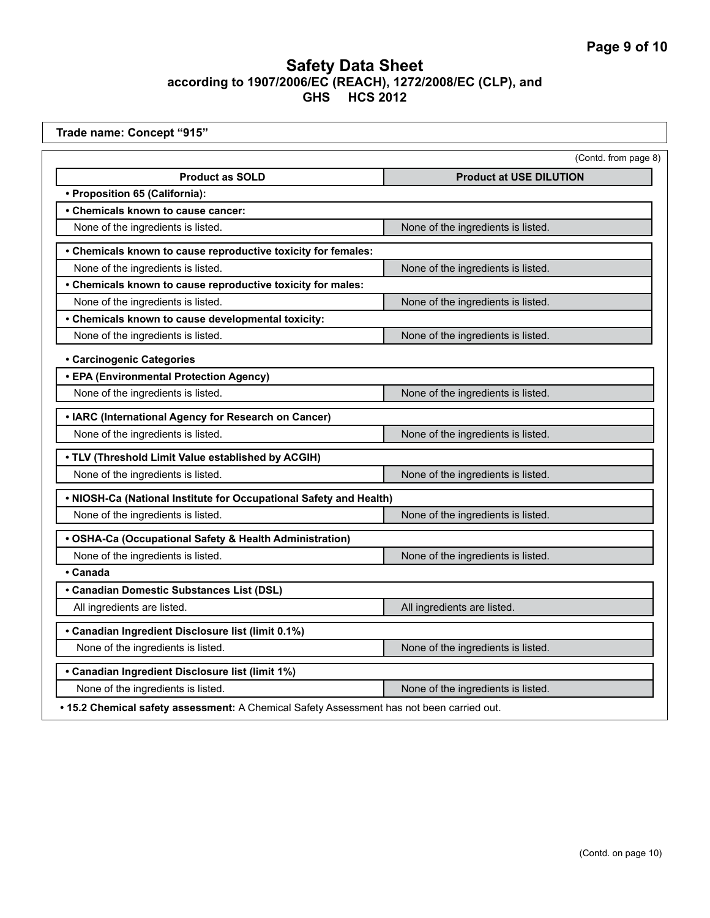## Safety Data Sheet
### according to 1907/2006/EC (REACH), 1272/2008/EC (CLP), and GHS HCS 2012

**Trade name: Concept "915"**

(Contd. from page 8)

| Product as SOLD | Product at USE DILUTION |
|---|---|
| **• Proposition 65 (California):** | |
| **• Chemicals known to cause cancer:** | |
| None of the ingredients is listed. | None of the ingredients is listed. |
| **• Chemicals known to cause reproductive toxicity for females:** | |
| None of the ingredients is listed. | None of the ingredients is listed. |
| **• Chemicals known to cause reproductive toxicity for males:** | |
| None of the ingredients is listed. | None of the ingredients is listed. |
| **• Chemicals known to cause developmental toxicity:** | |
| None of the ingredients is listed. | None of the ingredients is listed. |
| **• Carcinogenic Categories** | |
| **• EPA (Environmental Protection Agency)** | |
| None of the ingredients is listed. | None of the ingredients is listed. |
| **• IARC (International Agency for Research on Cancer)** | |
| None of the ingredients is listed. | None of the ingredients is listed. |
| **• TLV (Threshold Limit Value established by ACGIH)** | |
| None of the ingredients is listed. | None of the ingredients is listed. |
| **• NIOSH-Ca (National Institute for Occupational Safety and Health)** | |
| None of the ingredients is listed. | None of the ingredients is listed. |
| **• OSHA-Ca (Occupational Safety & Health Administration)** | |
| None of the ingredients is listed. | None of the ingredients is listed. |
| **• Canada** | |
| **• Canadian Domestic Substances List (DSL)** | |
| All ingredients are listed. | All ingredients are listed. |
| **• Canadian Ingredient Disclosure list (limit 0.1%)** | |
| None of the ingredients is listed. | None of the ingredients is listed. |
| **• Canadian Ingredient Disclosure list (limit 1%)** | |
| None of the ingredients is listed. | None of the ingredients is listed. |

**• 15.2 Chemical safety assessment:** A Chemical Safety Assessment has not been carried out.

(Contd. on page 10)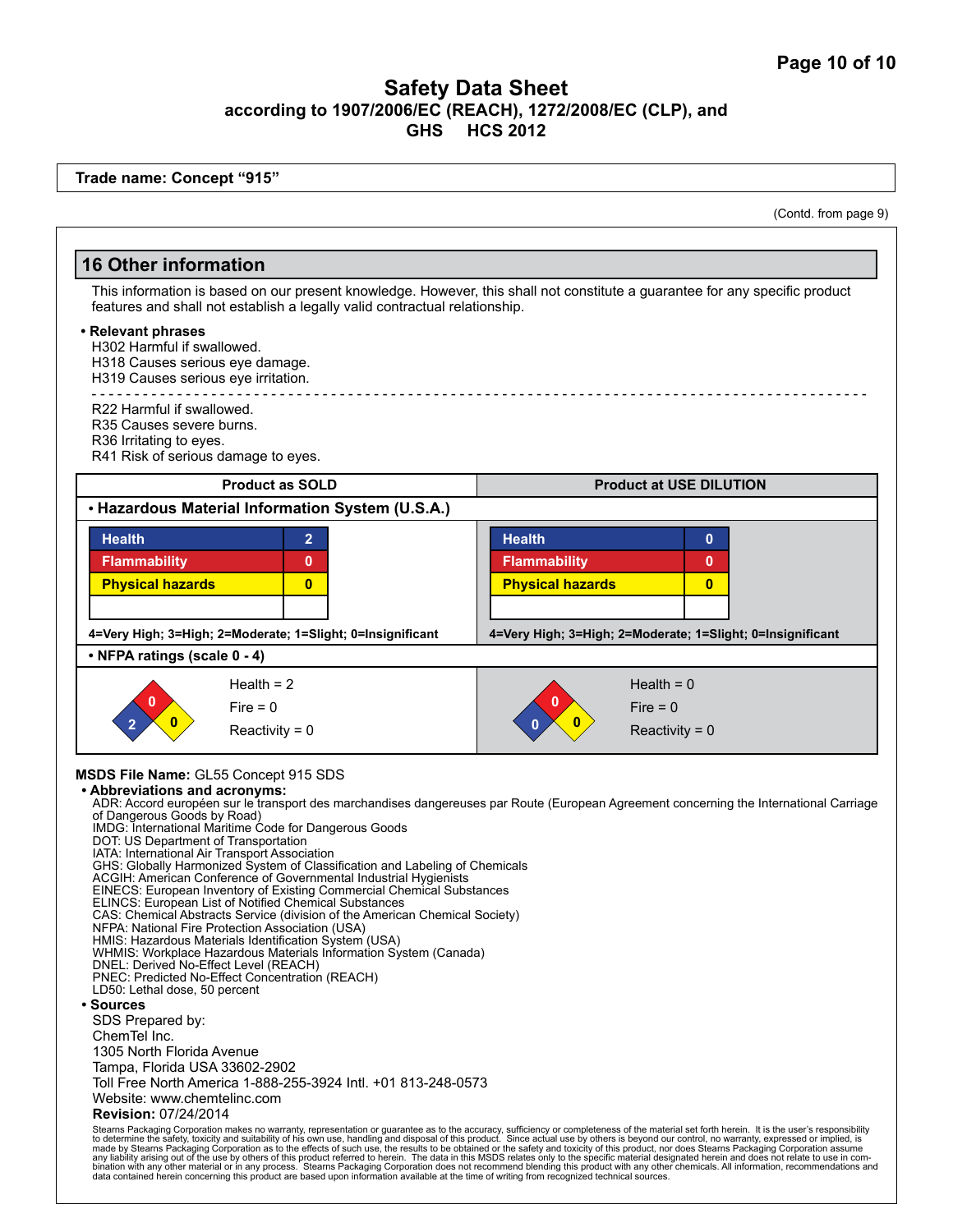# Safety Data Sheet
**according to 1907/2006/EC (REACH), 1272/2008/EC (CLP), and GHS HCS 2012**

**Trade name: Concept "915"**

(Contd. from page 9)

## 16 Other information

This information is based on our present knowledge. However, this shall not constitute a guarantee for any specific product features and shall not establish a legally valid contractual relationship.

- **Relevant phrases**

H302 Harmful if swallowed.
H318 Causes serious eye damage.
H319 Causes serious eye irritation.

- - - - - - - - - - - - - - - - - - - - - - - - - - - - - - - - - - - - - - - - - - - - - - - - - - - - - - - - - - - - - - - - - - - - - - - - - - - - - - -

R22 Harmful if swallowed.
R35 Causes severe burns.
R36 Irritating to eyes.
R41 Risk of serious damage to eyes.

| Product as SOLD | | Product at USE DILUTION | |
|---|---|---|---|
| **• Hazardous Material Information System (U.S.A.)** | | | |
| Health | 2 | Health | 0 |
| Flammability | 0 | Flammability | 0 |
| Physical hazards | 0 | Physical hazards | 0 |
| | | | |
| 4=Very High; 3=High; 2=Moderate; 1=Slight; 0=Insignificant | | 4=Very High; 3=High; 2=Moderate; 1=Slight; 0=Insignificant | |
| **• NFPA ratings (scale 0 - 4)** | | | |
| Health = 2 | | Health = 0 | |
| Fire = 0 | | Fire = 0 | |
| Reactivity = 0 | | Reactivity = 0 | |

**MSDS File Name:** GL55 Concept 915 SDS

- **Abbreviations and acronyms:**

ADR: Accord européen sur le transport des marchandises dangereuses par Route (European Agreement concerning the International Carriage of Dangerous Goods by Road)
IMDG: International Maritime Code for Dangerous Goods
DOT: US Department of Transportation
IATA: International Air Transport Association
GHS: Globally Harmonized System of Classification and Labeling of Chemicals
ACGIH: American Conference of Governmental Industrial Hygienists
EINECS: European Inventory of Existing Commercial Chemical Substances
ELINCS: European List of Notified Chemical Substances
CAS: Chemical Abstracts Service (division of the American Chemical Society)
NFPA: National Fire Protection Association (USA)
HMIS: Hazardous Materials Identification System (USA)
WHMIS: Workplace Hazardous Materials Information System (Canada)
DNEL: Derived No-Effect Level (REACH)
PNEC: Predicted No-Effect Concentration (REACH)
LD50: Lethal dose, 50 percent

- **Sources**

SDS Prepared by:
ChemTel Inc.
1305 North Florida Avenue
Tampa, Florida USA 33602-2902
Toll Free North America 1-888-255-3924 Intl. +01 813-248-0573
Website: www.chemtelinc.com
**Revision:** 07/24/2014

Stearns Packaging Corporation makes no warranty, representation or guarantee as to the accuracy, sufficiency or completeness of the material set forth herein. It is the user's responsibility to determine the safety, toxicity and suitability of his own use, handling and disposal of this product. Since actual use by others is beyond our control, no warranty, expressed or implied, is made by Stearns Packaging Corporation as to the effects of such use, the results to be obtained or the safety and toxicity of this product, nor does Stearns Packaging Corporation assume any liability arising out of the use by others of the product referred to herein. The data in this MSDS relates only to the specific material designated herein and does not relate to use in combination with any other material or in any process. Stearns Packaging Corporation does not recommend blending this product with any other chemicals. All information, recommendations and data contained herein concerning this product are based upon information available at the time of writing from recognized technical sources.